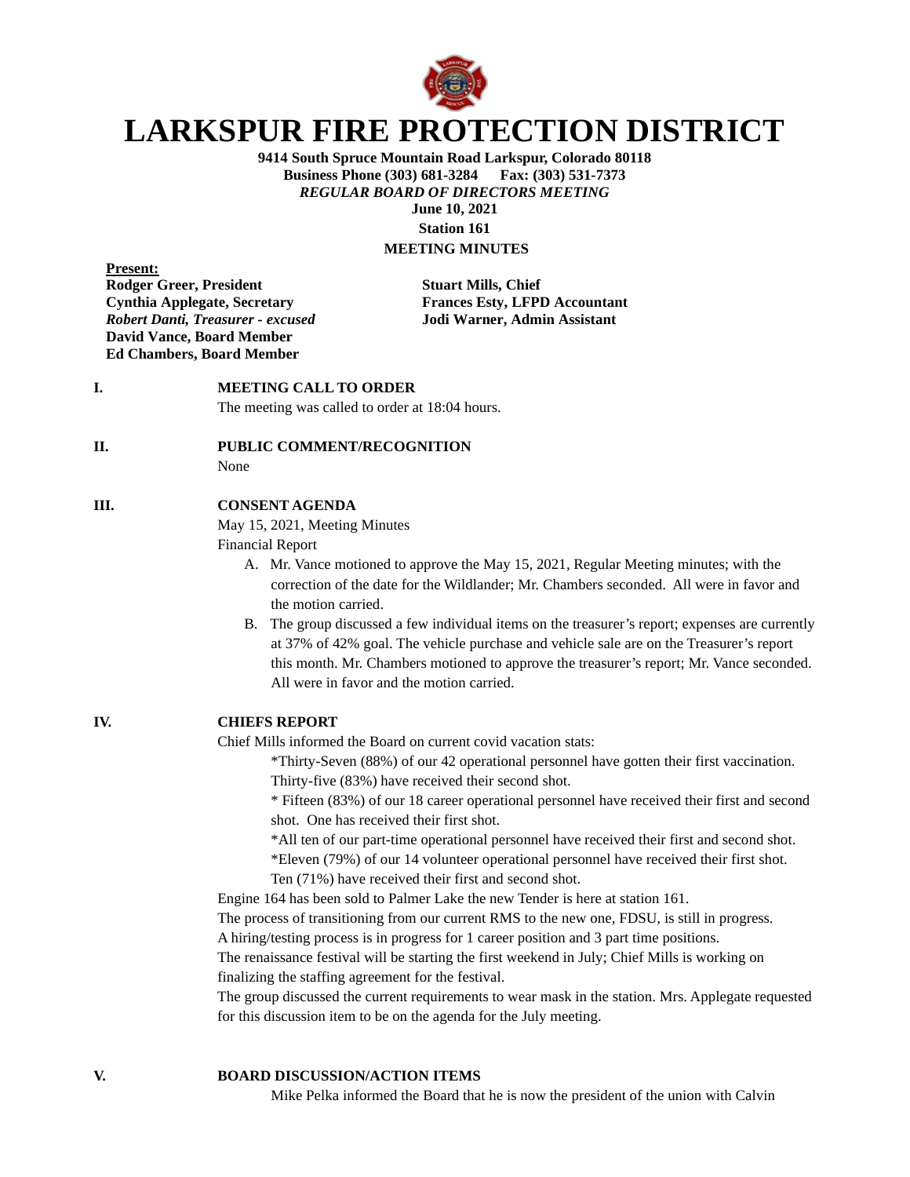# LARKSPUR FIRE PROTECTION DISTRICT

**9414 South Spruce Mountain Road Larkspur, Colorado 80118**
**Business Phone (303) 681-3284 Fax: (303) 531-7373**
***REGULAR BOARD OF DIRECTORS MEETING***
**June 10, 2021**
**Station 161**
**MEETING MINUTES**

**Present:**

**Rodger Greer, President**
**Cynthia Applegate, Secretary**
***Robert Danti, Treasurer - excused***
**David Vance, Board Member**
**Ed Chambers, Board Member**

**Stuart Mills, Chief**
**Frances Esty, LFPD Accountant**
**Jodi Warner, Admin Assistant**

**I. MEETING CALL TO ORDER**

The meeting was called to order at 18:04 hours.

**II. PUBLIC COMMENT/RECOGNITION**

None

**III. CONSENT AGENDA**

May 15, 2021, Meeting Minutes
Financial Report

A. Mr. Vance motioned to approve the May 15, 2021, Regular Meeting minutes; with the correction of the date for the Wildlander; Mr. Chambers seconded. All were in favor and the motion carried.

B. The group discussed a few individual items on the treasurer's report; expenses are currently at 37% of 42% goal. The vehicle purchase and vehicle sale are on the Treasurer's report this month. Mr. Chambers motioned to approve the treasurer's report; Mr. Vance seconded. All were in favor and the motion carried.

**IV. CHIEFS REPORT**

Chief Mills informed the Board on current covid vacation stats:

*Thirty-Seven (88%) of our 42 operational personnel have gotten their first vaccination. Thirty-five (83%) have received their second shot.

* Fifteen (83%) of our 18 career operational personnel have received their first and second shot. One has received their first shot.

*All ten of our part-time operational personnel have received their first and second shot.

*Eleven (79%) of our 14 volunteer operational personnel have received their first shot. Ten (71%) have received their first and second shot.

Engine 164 has been sold to Palmer Lake the new Tender is here at station 161.
The process of transitioning from our current RMS to the new one, FDSU, is still in progress.
A hiring/testing process is in progress for 1 career position and 3 part time positions.
The renaissance festival will be starting the first weekend in July; Chief Mills is working on finalizing the staffing agreement for the festival.
The group discussed the current requirements to wear mask in the station. Mrs. Applegate requested for this discussion item to be on the agenda for the July meeting.

**V. BOARD DISCUSSION/ACTION ITEMS**

Mike Pelka informed the Board that he is now the president of the union with Calvin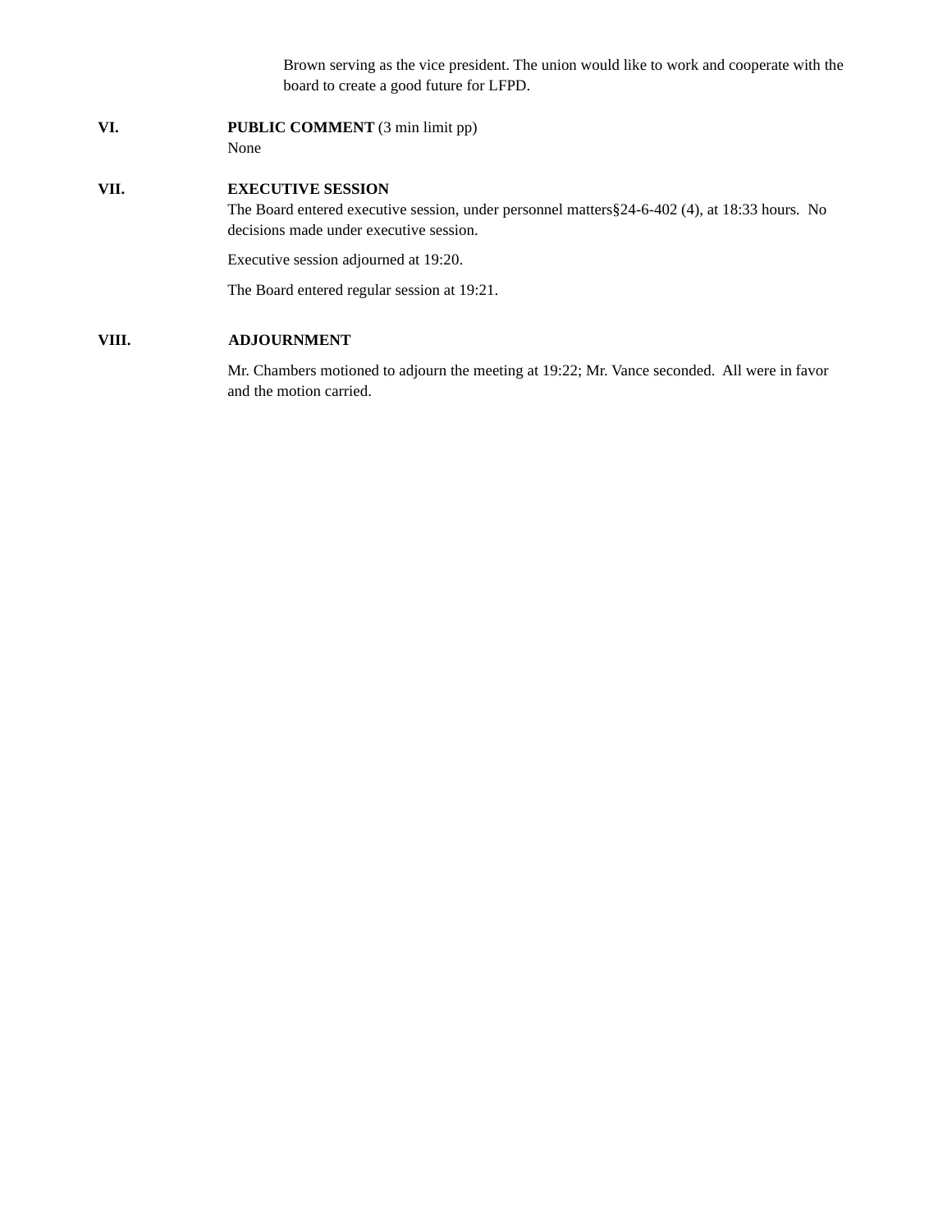Brown serving as the vice president. The union would like to work and cooperate with the board to create a good future for LFPD.

**VI. PUBLIC COMMENT** (3 min limit pp)

None

**VII. EXECUTIVE SESSION**

The Board entered executive session, under personnel matters§24-6-402 (4), at 18:33 hours. No decisions made under executive session.

Executive session adjourned at 19:20.

The Board entered regular session at 19:21.

**VIII. ADJOURNMENT**

Mr. Chambers motioned to adjourn the meeting at 19:22; Mr. Vance seconded. All were in favor and the motion carried.